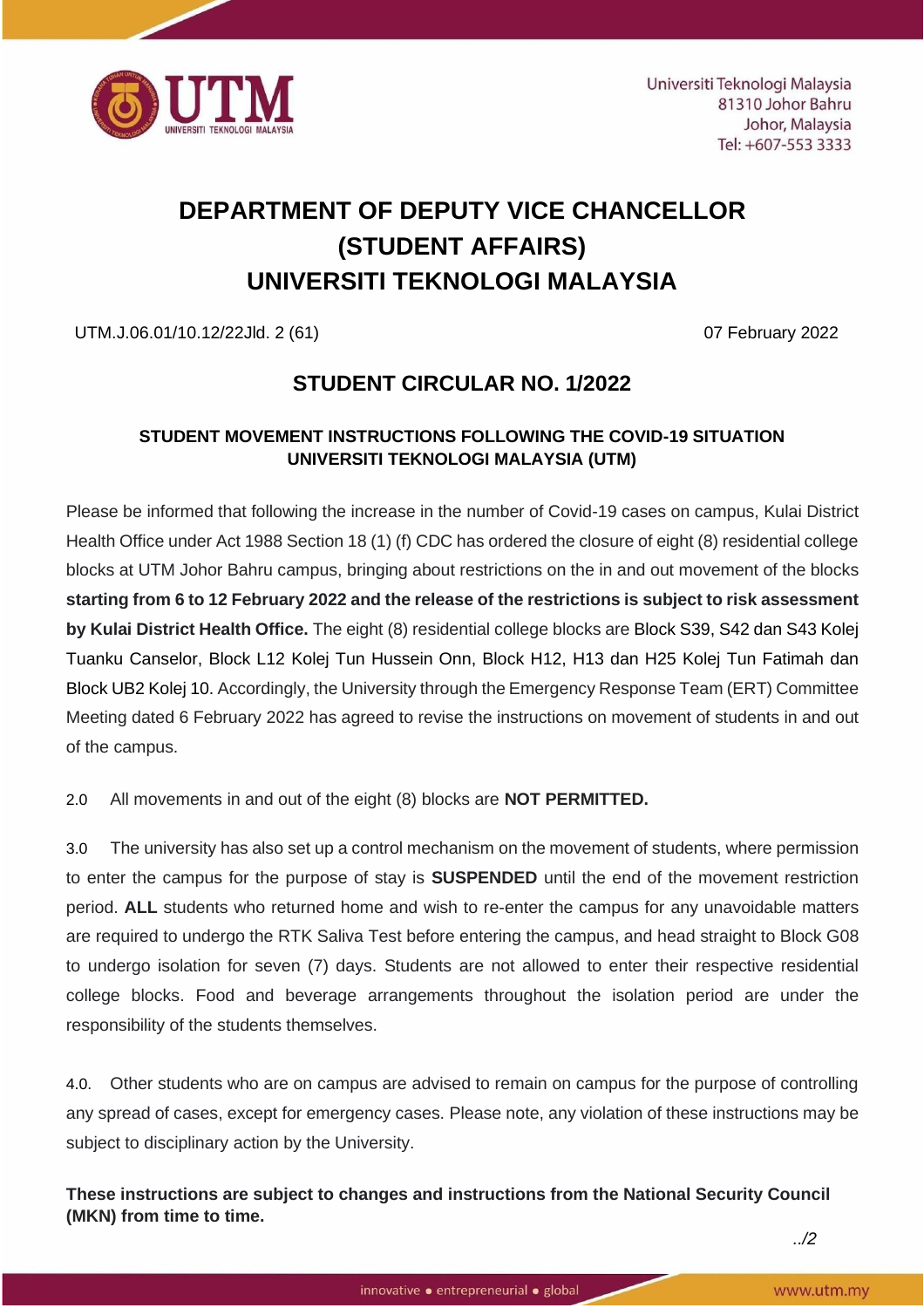Universiti Teknologi Malaysia
81310 Johor Bahru
Johor, Malaysia
Tel: +607-553 3333

# DEPARTMENT OF DEPUTY VICE CHANCELLOR (STUDENT AFFAIRS) UNIVERSITI TEKNOLOGI MALAYSIA

UTM.J.06.01/10.12/22Jld. 2 (61) 07 February 2022

## STUDENT CIRCULAR NO. 1/2022

### STUDENT MOVEMENT INSTRUCTIONS FOLLOWING THE COVID-19 SITUATION UNIVERSITI TEKNOLOGI MALAYSIA (UTM)

Please be informed that following the increase in the number of Covid-19 cases on campus, Kulai District Health Office under Act 1988 Section 18 (1) (f) CDC has ordered the closure of eight (8) residential college blocks at UTM Johor Bahru campus, bringing about restrictions on the in and out movement of the blocks **starting from 6 to 12 February 2022 and the release of the restrictions is subject to risk assessment by Kulai District Health Office.** The eight (8) residential college blocks are Block S39, S42 dan S43 Kolej Tuanku Canselor, Block L12 Kolej Tun Hussein Onn, Block H12, H13 dan H25 Kolej Tun Fatimah dan Block UB2 Kolej 10. Accordingly, the University through the Emergency Response Team (ERT) Committee Meeting dated 6 February 2022 has agreed to revise the instructions on movement of students in and out of the campus.

2.0 All movements in and out of the eight (8) blocks are **NOT PERMITTED.**

3.0 The university has also set up a control mechanism on the movement of students, where permission to enter the campus for the purpose of stay is **SUSPENDED** until the end of the movement restriction period. **ALL** students who returned home and wish to re-enter the campus for any unavoidable matters are required to undergo the RTK Saliva Test before entering the campus, and head straight to Block G08 to undergo isolation for seven (7) days. Students are not allowed to enter their respective residential college blocks. Food and beverage arrangements throughout the isolation period are under the responsibility of the students themselves.

4.0. Other students who are on campus are advised to remain on campus for the purpose of controlling any spread of cases, except for emergency cases. Please note, any violation of these instructions may be subject to disciplinary action by the University.

**These instructions are subject to changes and instructions from the National Security Council (MKN) from time to time.**

*../2*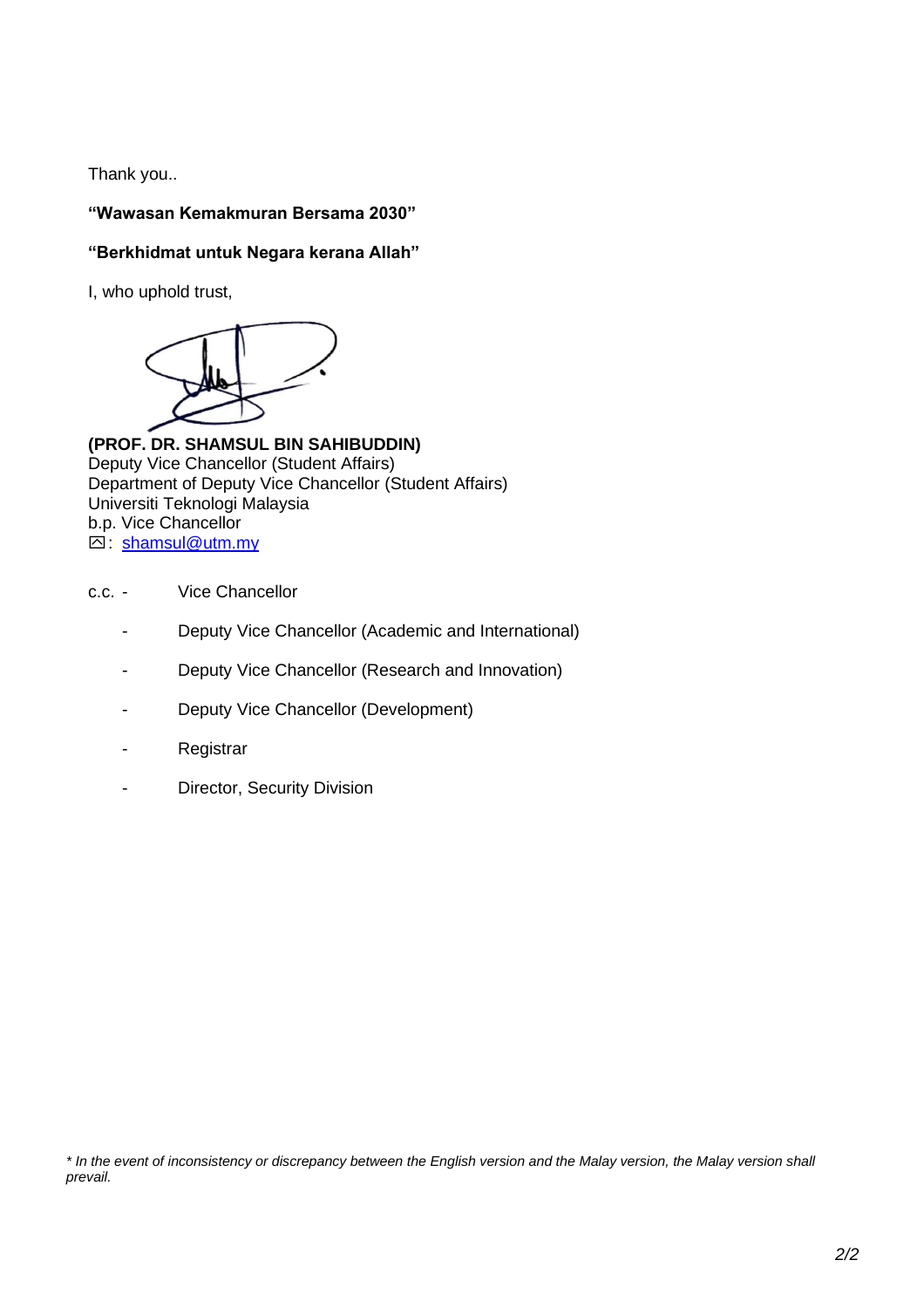Thank you..

**“Wawasan Kemakmuran Bersama 2030”**

**“Berkhidmat untuk Negara kerana Allah”**

I, who uphold trust,

**(PROF. DR. SHAMSUL BIN SAHIBUDDIN)**
Deputy Vice Chancellor (Student Affairs)
Department of Deputy Vice Chancellor (Student Affairs)
Universiti Teknologi Malaysia
b.p. Vice Chancellor
🖂: shamsul@utm.my

c.c. - Vice Chancellor

- Deputy Vice Chancellor (Academic and International)
- Deputy Vice Chancellor (Research and Innovation)
- Deputy Vice Chancellor (Development)
- Registrar
- Director, Security Division

*\* In the event of inconsistency or discrepancy between the English version and the Malay version, the Malay version shall prevail.*